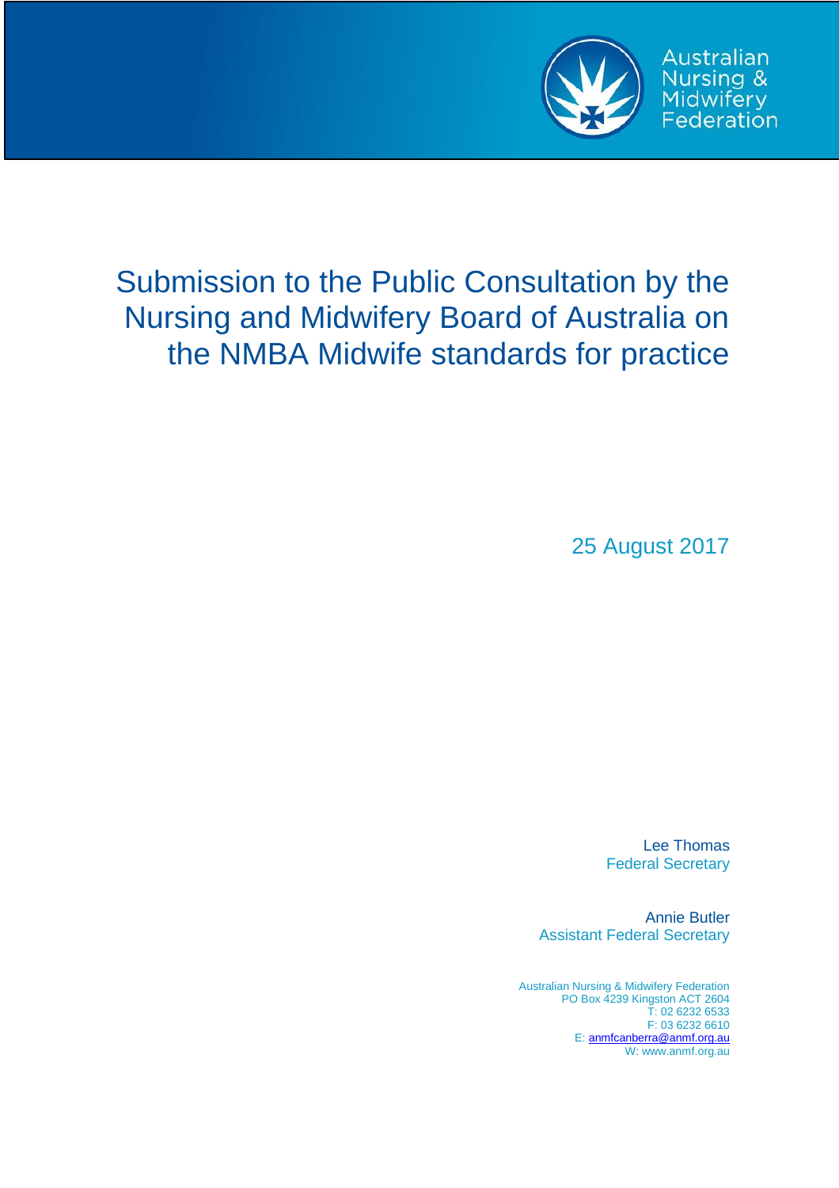Australian Nursing & Midwifery Federation

# Submission to the Public Consultation by the Nursing and Midwifery Board of Australia on the NMBA Midwife standards for practice

25 August 2017

Lee Thomas
Federal Secretary

Annie Butler
Assistant Federal Secretary

Australian Nursing & Midwifery Federation
PO Box 4239 Kingston ACT 2604
T: 02 6232 6533
F: 03 6232 6610
E: anmfcanberra@anmf.org.au
W: www.anmf.org.au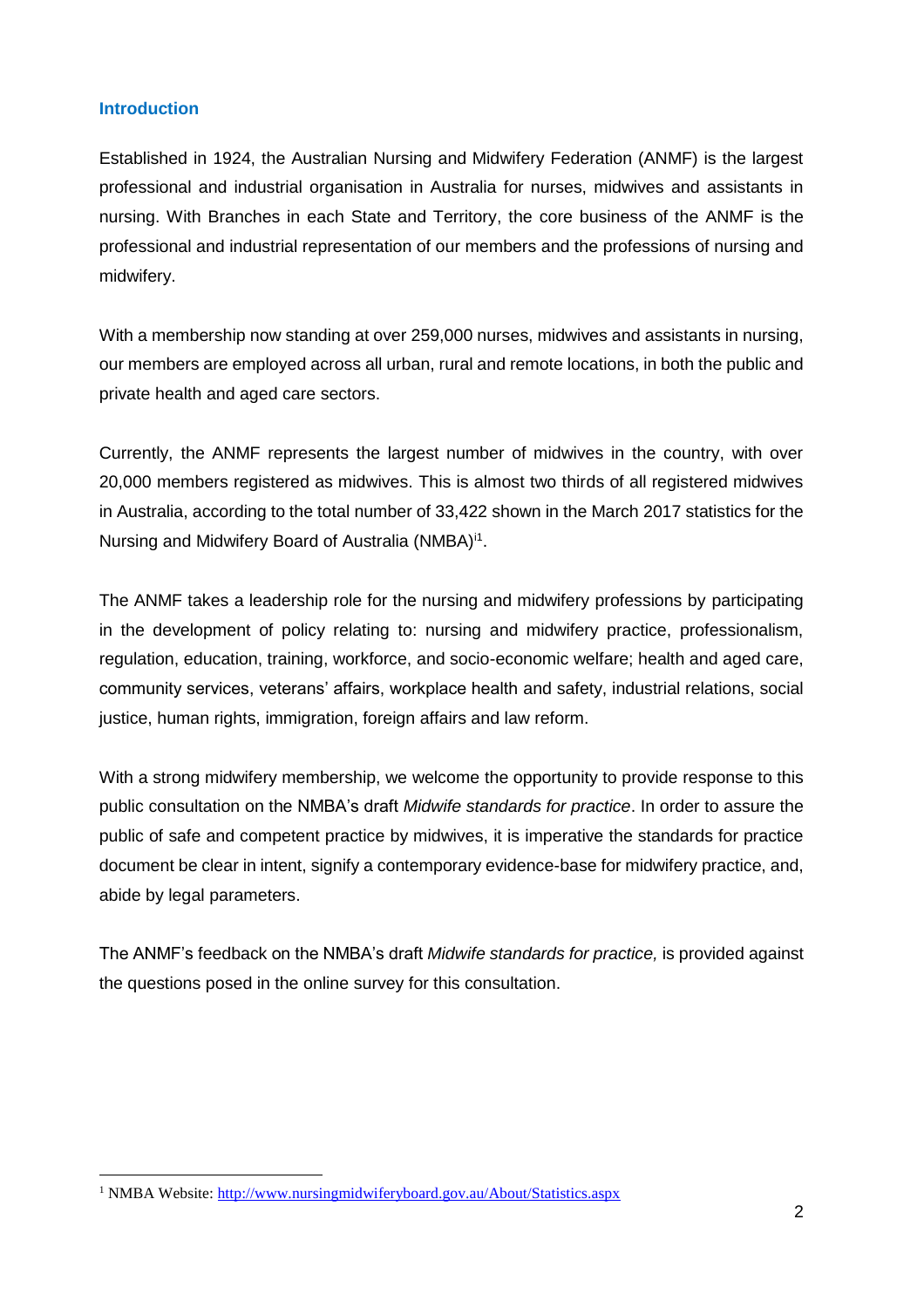## Introduction

Established in 1924, the Australian Nursing and Midwifery Federation (ANMF) is the largest professional and industrial organisation in Australia for nurses, midwives and assistants in nursing. With Branches in each State and Territory, the core business of the ANMF is the professional and industrial representation of our members and the professions of nursing and midwifery.

With a membership now standing at over 259,000 nurses, midwives and assistants in nursing, our members are employed across all urban, rural and remote locations, in both the public and private health and aged care sectors.

Currently, the ANMF represents the largest number of midwives in the country, with over 20,000 members registered as midwives. This is almost two thirds of all registered midwives in Australia, according to the total number of 33,422 shown in the March 2017 statistics for the Nursing and Midwifery Board of Australia (NMBA)[i1].

The ANMF takes a leadership role for the nursing and midwifery professions by participating in the development of policy relating to: nursing and midwifery practice, professionalism, regulation, education, training, workforce, and socio-economic welfare; health and aged care, community services, veterans' affairs, workplace health and safety, industrial relations, social justice, human rights, immigration, foreign affairs and law reform.

With a strong midwifery membership, we welcome the opportunity to provide response to this public consultation on the NMBA's draft *Midwife standards for practice*. In order to assure the public of safe and competent practice by midwives, it is imperative the standards for practice document be clear in intent, signify a contemporary evidence-base for midwifery practice, and, abide by legal parameters.

The ANMF's feedback on the NMBA's draft *Midwife standards for practice,* is provided against the questions posed in the online survey for this consultation.

---

[1] NMBA Website: http://www.nursingmidwiferyboard.gov.au/About/Statistics.aspx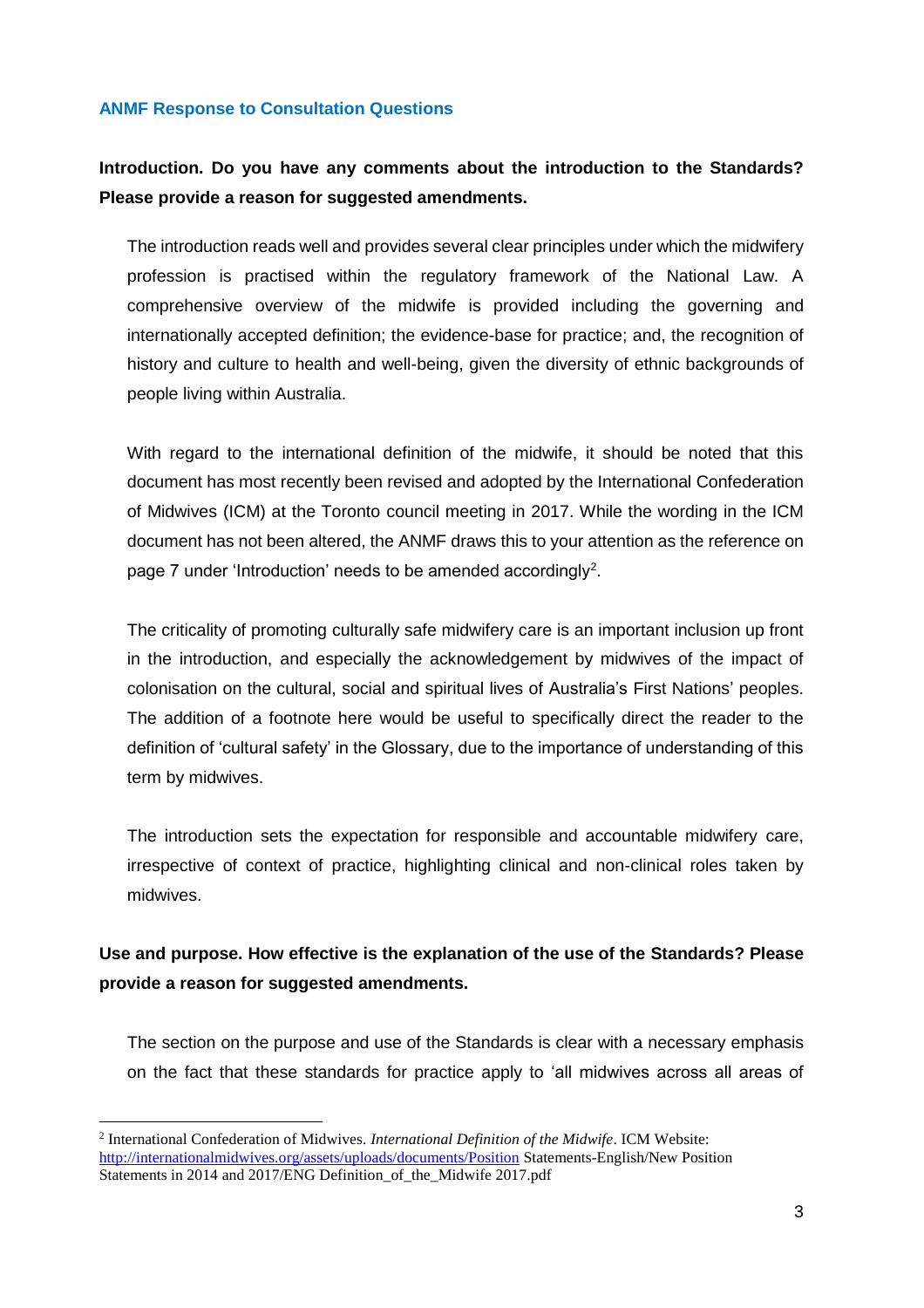### ANMF Response to Consultation Questions

**Introduction. Do you have any comments about the introduction to the Standards? Please provide a reason for suggested amendments.**

The introduction reads well and provides several clear principles under which the midwifery profession is practised within the regulatory framework of the National Law. A comprehensive overview of the midwife is provided including the governing and internationally accepted definition; the evidence-base for practice; and, the recognition of history and culture to health and well-being, given the diversity of ethnic backgrounds of people living within Australia.

With regard to the international definition of the midwife, it should be noted that this document has most recently been revised and adopted by the International Confederation of Midwives (ICM) at the Toronto council meeting in 2017. While the wording in the ICM document has not been altered, the ANMF draws this to your attention as the reference on page 7 under 'Introduction' needs to be amended accordingly[2].

The criticality of promoting culturally safe midwifery care is an important inclusion up front in the introduction, and especially the acknowledgement by midwives of the impact of colonisation on the cultural, social and spiritual lives of Australia's First Nations' peoples. The addition of a footnote here would be useful to specifically direct the reader to the definition of 'cultural safety' in the Glossary, due to the importance of understanding of this term by midwives.

The introduction sets the expectation for responsible and accountable midwifery care, irrespective of context of practice, highlighting clinical and non-clinical roles taken by midwives.

**Use and purpose. How effective is the explanation of the use of the Standards? Please provide a reason for suggested amendments.**

The section on the purpose and use of the Standards is clear with a necessary emphasis on the fact that these standards for practice apply to 'all midwives across all areas of

---

[2] International Confederation of Midwives. *International Definition of the Midwife*. ICM Website: http://internationalmidwives.org/assets/uploads/documents/Position Statements-English/New Position Statements in 2014 and 2017/ENG Definition_of_the_Midwife 2017.pdf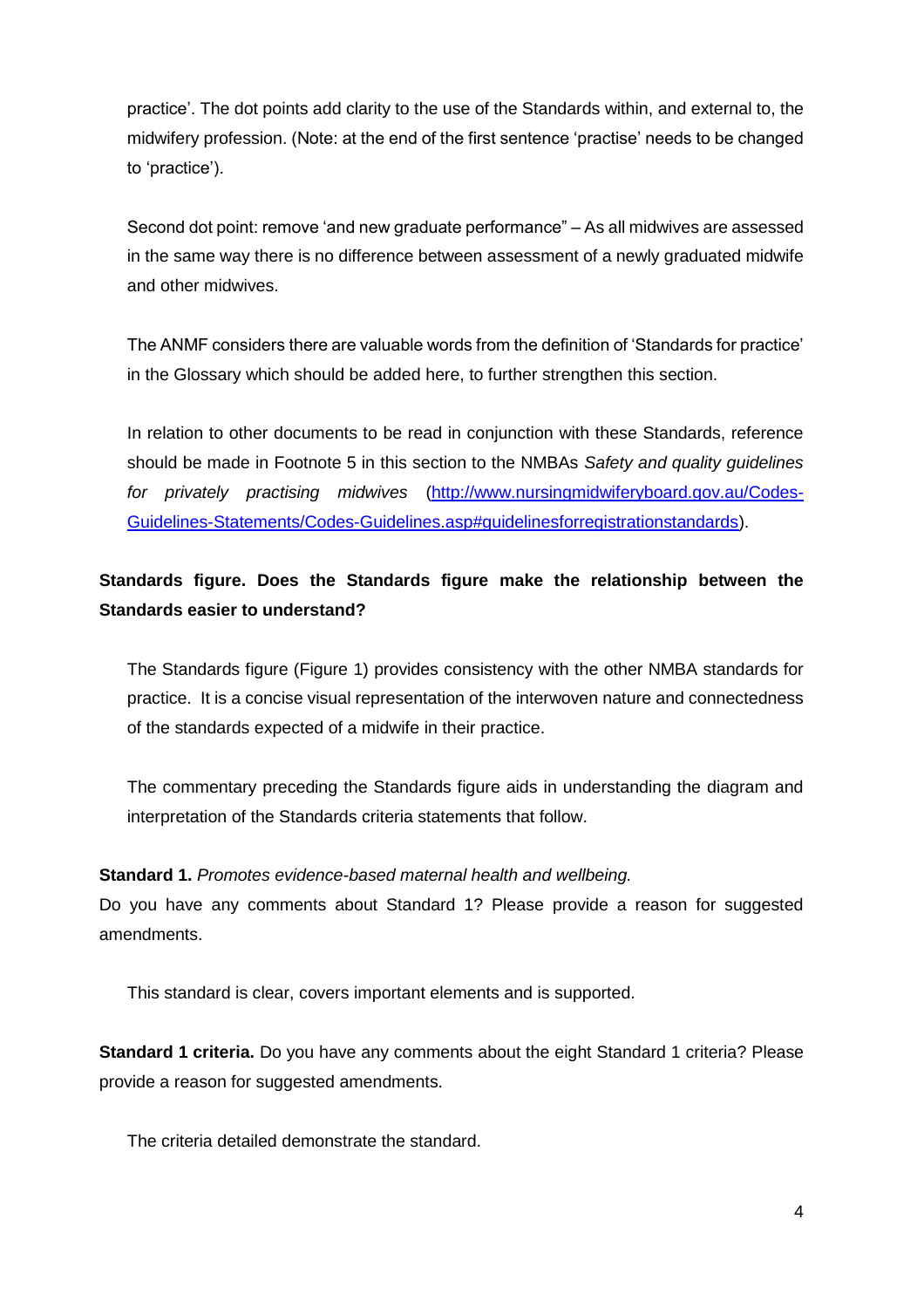practice'. The dot points add clarity to the use of the Standards within, and external to, the midwifery profession. (Note: at the end of the first sentence 'practise' needs to be changed to 'practice').

Second dot point: remove 'and new graduate performance" – As all midwives are assessed in the same way there is no difference between assessment of a newly graduated midwife and other midwives.

The ANMF considers there are valuable words from the definition of 'Standards for practice' in the Glossary which should be added here, to further strengthen this section.

In relation to other documents to be read in conjunction with these Standards, reference should be made in Footnote 5 in this section to the NMBAs *Safety and quality guidelines for privately practising midwives* ([http://www.nursingmidwiferyboard.gov.au/Codes-Guidelines-Statements/Codes-Guidelines.asp#guidelinesforregistrationstandards](http://www.nursingmidwiferyboard.gov.au/Codes-Guidelines-Statements/Codes-Guidelines.asp#guidelinesforregistrationstandards)).

**Standards figure. Does the Standards figure make the relationship between the Standards easier to understand?**

The Standards figure (Figure 1) provides consistency with the other NMBA standards for practice. It is a concise visual representation of the interwoven nature and connectedness of the standards expected of a midwife in their practice.

The commentary preceding the Standards figure aids in understanding the diagram and interpretation of the Standards criteria statements that follow.

**Standard 1.** *Promotes evidence-based maternal health and wellbeing.*
Do you have any comments about Standard 1? Please provide a reason for suggested amendments.

This standard is clear, covers important elements and is supported.

**Standard 1 criteria.** Do you have any comments about the eight Standard 1 criteria? Please provide a reason for suggested amendments.

The criteria detailed demonstrate the standard.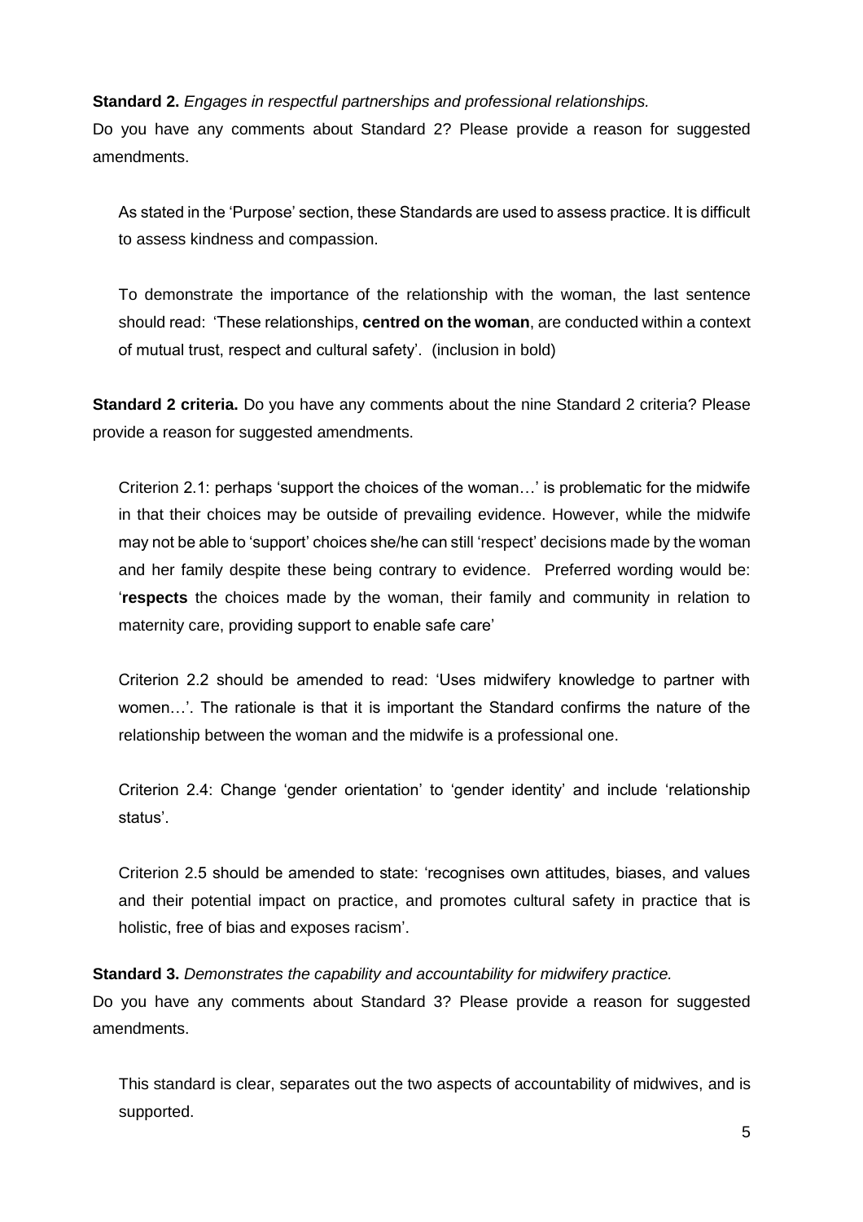**Standard 2.** *Engages in respectful partnerships and professional relationships.*

Do you have any comments about Standard 2? Please provide a reason for suggested amendments.

As stated in the 'Purpose' section, these Standards are used to assess practice. It is difficult to assess kindness and compassion.

To demonstrate the importance of the relationship with the woman, the last sentence should read: 'These relationships, **centred on the woman**, are conducted within a context of mutual trust, respect and cultural safety'. (inclusion in bold)

**Standard 2 criteria.** Do you have any comments about the nine Standard 2 criteria? Please provide a reason for suggested amendments.

Criterion 2.1: perhaps 'support the choices of the woman…' is problematic for the midwife in that their choices may be outside of prevailing evidence. However, while the midwife may not be able to 'support' choices she/he can still 'respect' decisions made by the woman and her family despite these being contrary to evidence. Preferred wording would be: '**respects** the choices made by the woman, their family and community in relation to maternity care, providing support to enable safe care'

Criterion 2.2 should be amended to read: 'Uses midwifery knowledge to partner with women…'. The rationale is that it is important the Standard confirms the nature of the relationship between the woman and the midwife is a professional one.

Criterion 2.4: Change 'gender orientation' to 'gender identity' and include 'relationship status'.

Criterion 2.5 should be amended to state: 'recognises own attitudes, biases, and values and their potential impact on practice, and promotes cultural safety in practice that is holistic, free of bias and exposes racism'.

**Standard 3.** *Demonstrates the capability and accountability for midwifery practice.*

Do you have any comments about Standard 3? Please provide a reason for suggested amendments.

This standard is clear, separates out the two aspects of accountability of midwives, and is supported.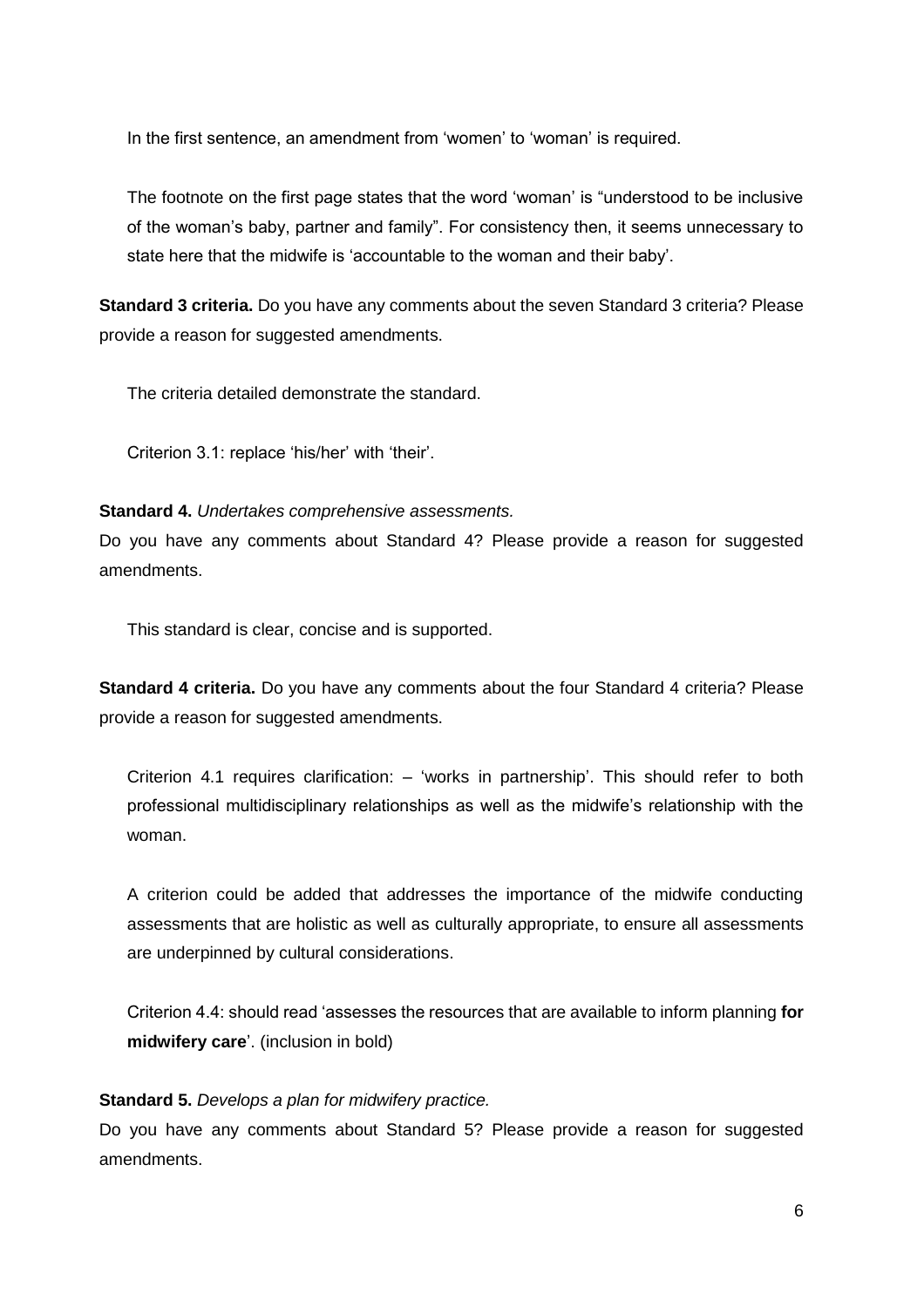In the first sentence, an amendment from 'women' to 'woman' is required.

The footnote on the first page states that the word 'woman' is "understood to be inclusive of the woman's baby, partner and family". For consistency then, it seems unnecessary to state here that the midwife is 'accountable to the woman and their baby'.

**Standard 3 criteria.** Do you have any comments about the seven Standard 3 criteria? Please provide a reason for suggested amendments.

The criteria detailed demonstrate the standard.

Criterion 3.1: replace 'his/her' with 'their'.

**Standard 4.** *Undertakes comprehensive assessments.*
Do you have any comments about Standard 4? Please provide a reason for suggested amendments.

This standard is clear, concise and is supported.

**Standard 4 criteria.** Do you have any comments about the four Standard 4 criteria? Please provide a reason for suggested amendments.

Criterion 4.1 requires clarification: – 'works in partnership'. This should refer to both professional multidisciplinary relationships as well as the midwife's relationship with the woman.

A criterion could be added that addresses the importance of the midwife conducting assessments that are holistic as well as culturally appropriate, to ensure all assessments are underpinned by cultural considerations.

Criterion 4.4: should read 'assesses the resources that are available to inform planning **for midwifery care**'. (inclusion in bold)

**Standard 5.** *Develops a plan for midwifery practice.*
Do you have any comments about Standard 5? Please provide a reason for suggested amendments.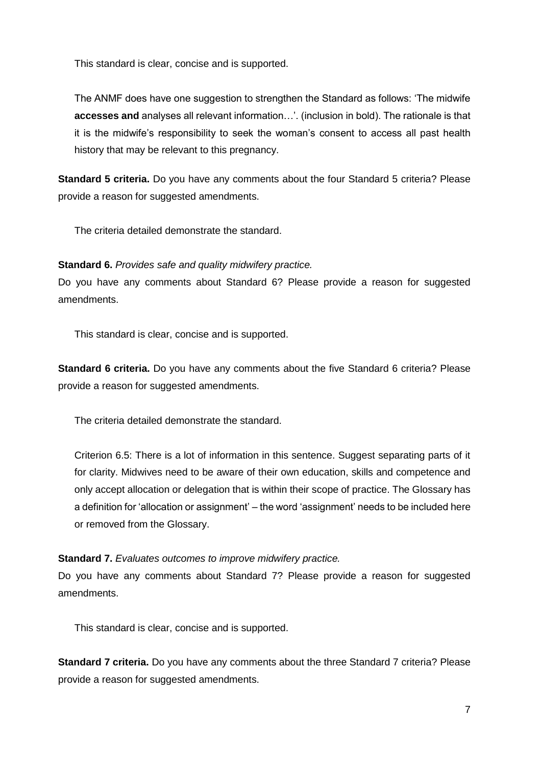This standard is clear, concise and is supported.

The ANMF does have one suggestion to strengthen the Standard as follows: 'The midwife **accesses and** analyses all relevant information…'. (inclusion in bold). The rationale is that it is the midwife's responsibility to seek the woman's consent to access all past health history that may be relevant to this pregnancy.

**Standard 5 criteria.** Do you have any comments about the four Standard 5 criteria? Please provide a reason for suggested amendments.

The criteria detailed demonstrate the standard.

**Standard 6.** *Provides safe and quality midwifery practice.*

Do you have any comments about Standard 6? Please provide a reason for suggested amendments.

This standard is clear, concise and is supported.

**Standard 6 criteria.** Do you have any comments about the five Standard 6 criteria? Please provide a reason for suggested amendments.

The criteria detailed demonstrate the standard.

Criterion 6.5: There is a lot of information in this sentence. Suggest separating parts of it for clarity. Midwives need to be aware of their own education, skills and competence and only accept allocation or delegation that is within their scope of practice. The Glossary has a definition for 'allocation or assignment' – the word 'assignment' needs to be included here or removed from the Glossary.

**Standard 7.** *Evaluates outcomes to improve midwifery practice.*

Do you have any comments about Standard 7? Please provide a reason for suggested amendments.

This standard is clear, concise and is supported.

**Standard 7 criteria.** Do you have any comments about the three Standard 7 criteria? Please provide a reason for suggested amendments.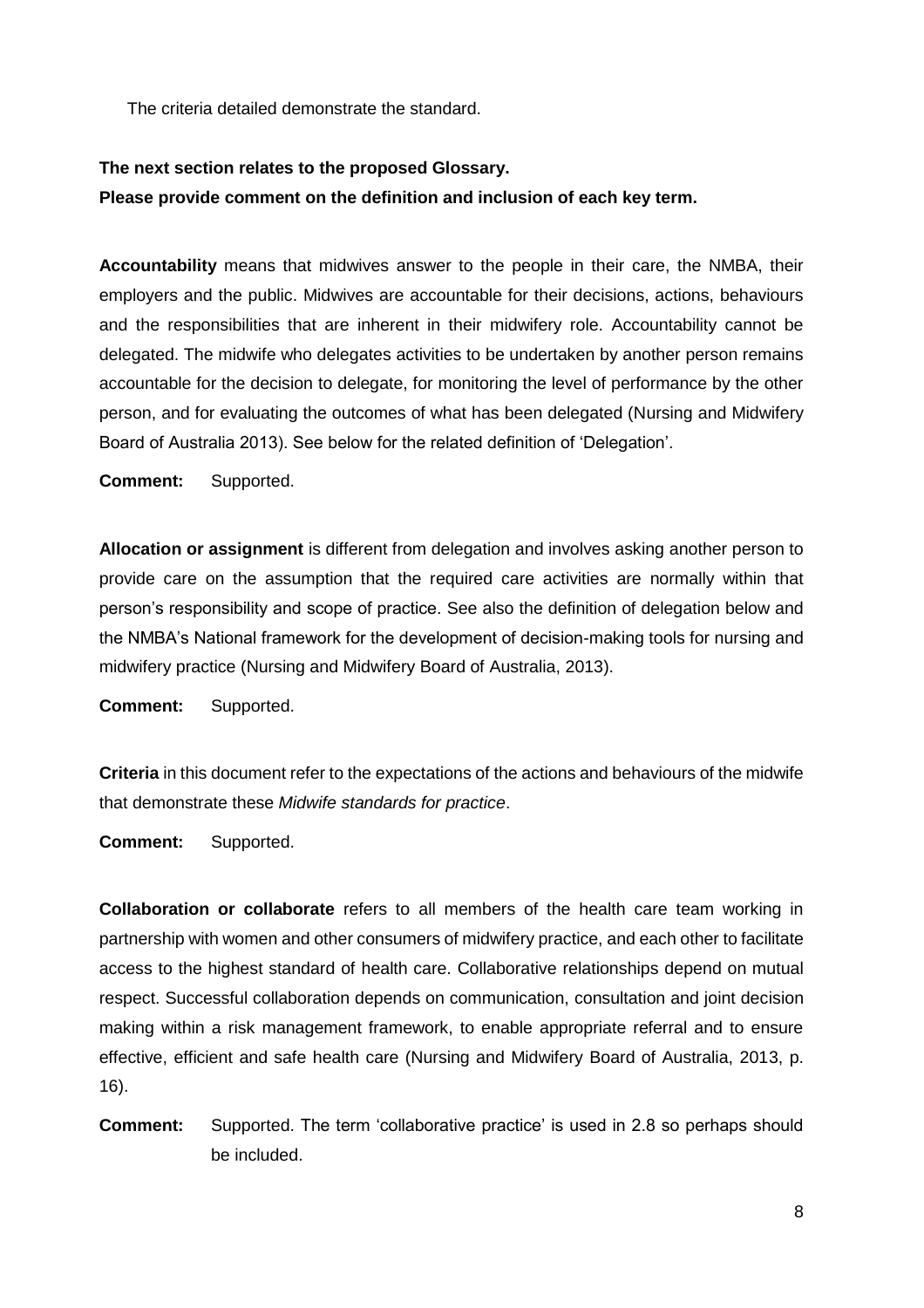The criteria detailed demonstrate the standard.

**The next section relates to the proposed Glossary.**

**Please provide comment on the definition and inclusion of each key term.**

**Accountability** means that midwives answer to the people in their care, the NMBA, their employers and the public. Midwives are accountable for their decisions, actions, behaviours and the responsibilities that are inherent in their midwifery role. Accountability cannot be delegated. The midwife who delegates activities to be undertaken by another person remains accountable for the decision to delegate, for monitoring the level of performance by the other person, and for evaluating the outcomes of what has been delegated (Nursing and Midwifery Board of Australia 2013). See below for the related definition of 'Delegation'.

**Comment:** Supported.

**Allocation or assignment** is different from delegation and involves asking another person to provide care on the assumption that the required care activities are normally within that person's responsibility and scope of practice. See also the definition of delegation below and the NMBA's National framework for the development of decision-making tools for nursing and midwifery practice (Nursing and Midwifery Board of Australia, 2013).

**Comment:** Supported.

**Criteria** in this document refer to the expectations of the actions and behaviours of the midwife that demonstrate these *Midwife standards for practice*.

**Comment:** Supported.

**Collaboration or collaborate** refers to all members of the health care team working in partnership with women and other consumers of midwifery practice, and each other to facilitate access to the highest standard of health care. Collaborative relationships depend on mutual respect. Successful collaboration depends on communication, consultation and joint decision making within a risk management framework, to enable appropriate referral and to ensure effective, efficient and safe health care (Nursing and Midwifery Board of Australia, 2013, p. 16).

**Comment:** Supported. The term 'collaborative practice' is used in 2.8 so perhaps should be included.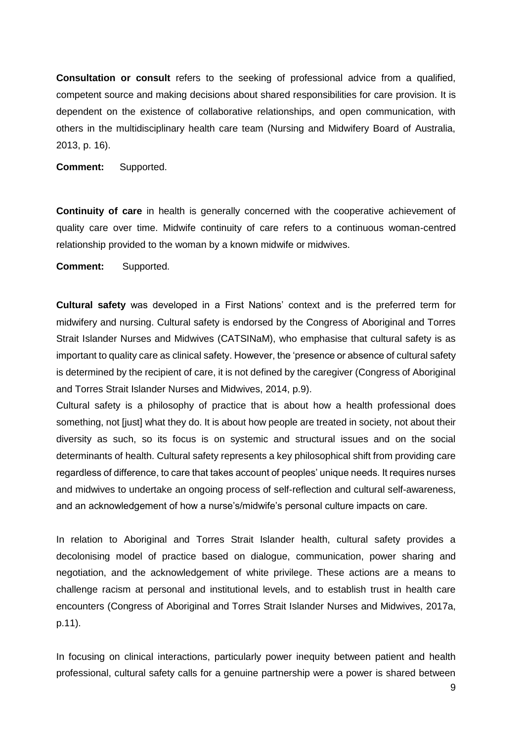**Consultation or consult** refers to the seeking of professional advice from a qualified, competent source and making decisions about shared responsibilities for care provision. It is dependent on the existence of collaborative relationships, and open communication, with others in the multidisciplinary health care team (Nursing and Midwifery Board of Australia, 2013, p. 16).

**Comment:** Supported.

**Continuity of care** in health is generally concerned with the cooperative achievement of quality care over time. Midwife continuity of care refers to a continuous woman-centred relationship provided to the woman by a known midwife or midwives.

**Comment:** Supported.

**Cultural safety** was developed in a First Nations' context and is the preferred term for midwifery and nursing. Cultural safety is endorsed by the Congress of Aboriginal and Torres Strait Islander Nurses and Midwives (CATSINaM), who emphasise that cultural safety is as important to quality care as clinical safety. However, the 'presence or absence of cultural safety is determined by the recipient of care, it is not defined by the caregiver (Congress of Aboriginal and Torres Strait Islander Nurses and Midwives, 2014, p.9).

Cultural safety is a philosophy of practice that is about how a health professional does something, not [just] what they do. It is about how people are treated in society, not about their diversity as such, so its focus is on systemic and structural issues and on the social determinants of health. Cultural safety represents a key philosophical shift from providing care regardless of difference, to care that takes account of peoples' unique needs. It requires nurses and midwives to undertake an ongoing process of self-reflection and cultural self-awareness, and an acknowledgement of how a nurse's/midwife's personal culture impacts on care.

In relation to Aboriginal and Torres Strait Islander health, cultural safety provides a decolonising model of practice based on dialogue, communication, power sharing and negotiation, and the acknowledgement of white privilege. These actions are a means to challenge racism at personal and institutional levels, and to establish trust in health care encounters (Congress of Aboriginal and Torres Strait Islander Nurses and Midwives, 2017a, p.11).

In focusing on clinical interactions, particularly power inequity between patient and health professional, cultural safety calls for a genuine partnership were a power is shared between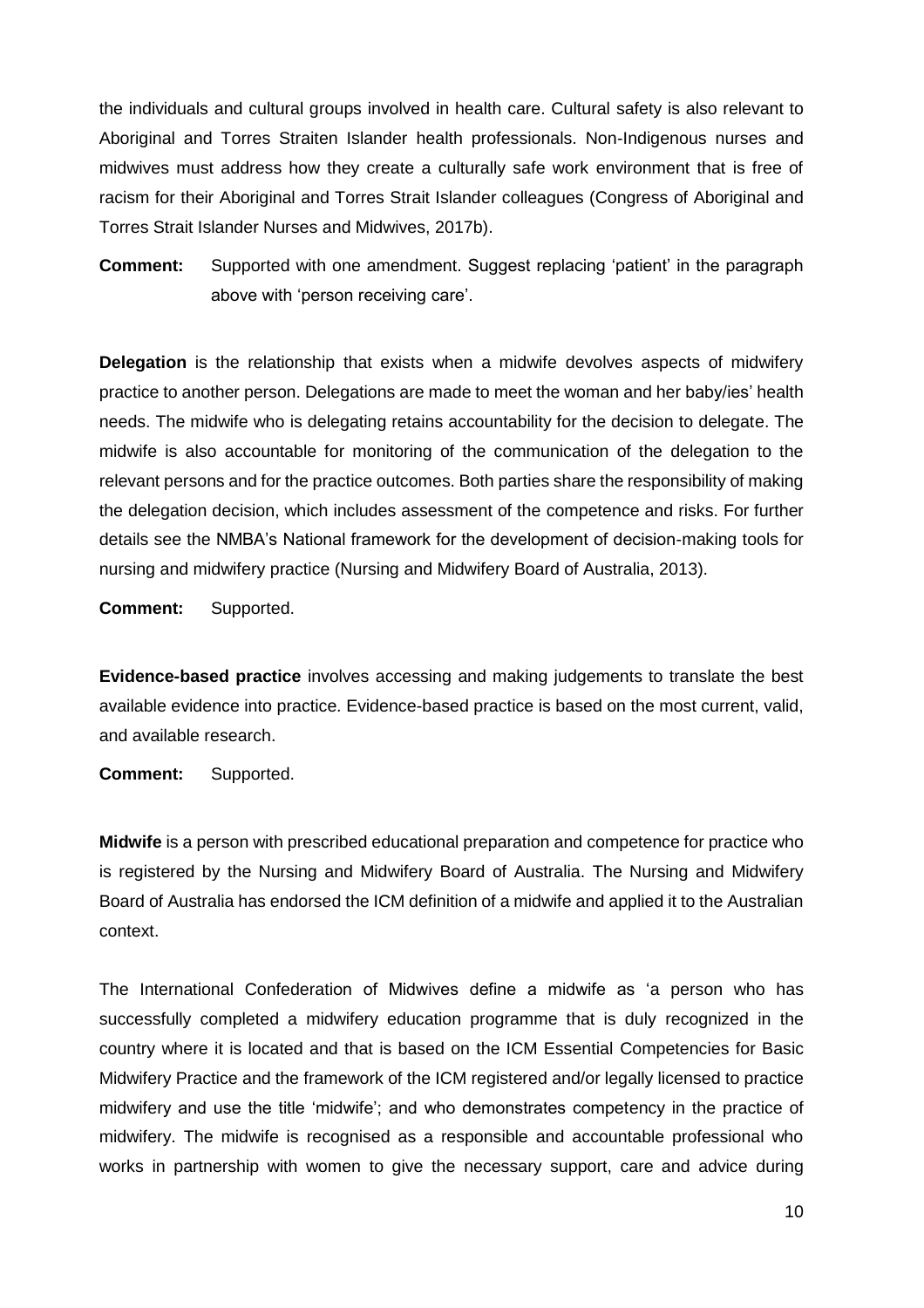the individuals and cultural groups involved in health care. Cultural safety is also relevant to Aboriginal and Torres Straiten Islander health professionals. Non-Indigenous nurses and midwives must address how they create a culturally safe work environment that is free of racism for their Aboriginal and Torres Strait Islander colleagues (Congress of Aboriginal and Torres Strait Islander Nurses and Midwives, 2017b).

**Comment:** Supported with one amendment. Suggest replacing 'patient' in the paragraph above with 'person receiving care'.

**Delegation** is the relationship that exists when a midwife devolves aspects of midwifery practice to another person. Delegations are made to meet the woman and her baby/ies' health needs. The midwife who is delegating retains accountability for the decision to delegate. The midwife is also accountable for monitoring of the communication of the delegation to the relevant persons and for the practice outcomes. Both parties share the responsibility of making the delegation decision, which includes assessment of the competence and risks. For further details see the NMBA's National framework for the development of decision-making tools for nursing and midwifery practice (Nursing and Midwifery Board of Australia, 2013).

**Comment:** Supported.

**Evidence-based practice** involves accessing and making judgements to translate the best available evidence into practice. Evidence-based practice is based on the most current, valid, and available research.

**Comment:** Supported.

**Midwife** is a person with prescribed educational preparation and competence for practice who is registered by the Nursing and Midwifery Board of Australia. The Nursing and Midwifery Board of Australia has endorsed the ICM definition of a midwife and applied it to the Australian context.

The International Confederation of Midwives define a midwife as 'a person who has successfully completed a midwifery education programme that is duly recognized in the country where it is located and that is based on the ICM Essential Competencies for Basic Midwifery Practice and the framework of the ICM registered and/or legally licensed to practice midwifery and use the title 'midwife'; and who demonstrates competency in the practice of midwifery. The midwife is recognised as a responsible and accountable professional who works in partnership with women to give the necessary support, care and advice during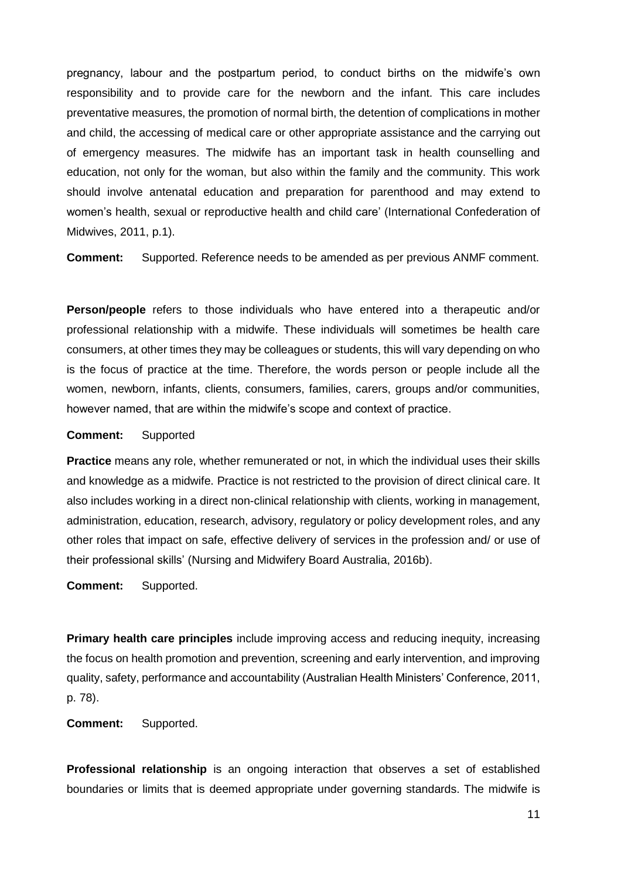pregnancy, labour and the postpartum period, to conduct births on the midwife's own responsibility and to provide care for the newborn and the infant. This care includes preventative measures, the promotion of normal birth, the detention of complications in mother and child, the accessing of medical care or other appropriate assistance and the carrying out of emergency measures. The midwife has an important task in health counselling and education, not only for the woman, but also within the family and the community. This work should involve antenatal education and preparation for parenthood and may extend to women's health, sexual or reproductive health and child care' (International Confederation of Midwives, 2011, p.1).

**Comment:** Supported. Reference needs to be amended as per previous ANMF comment.

**Person/people** refers to those individuals who have entered into a therapeutic and/or professional relationship with a midwife. These individuals will sometimes be health care consumers, at other times they may be colleagues or students, this will vary depending on who is the focus of practice at the time. Therefore, the words person or people include all the women, newborn, infants, clients, consumers, families, carers, groups and/or communities, however named, that are within the midwife's scope and context of practice.

**Comment:** Supported

**Practice** means any role, whether remunerated or not, in which the individual uses their skills and knowledge as a midwife. Practice is not restricted to the provision of direct clinical care. It also includes working in a direct non-clinical relationship with clients, working in management, administration, education, research, advisory, regulatory or policy development roles, and any other roles that impact on safe, effective delivery of services in the profession and/ or use of their professional skills' (Nursing and Midwifery Board Australia, 2016b).

**Comment:** Supported.

**Primary health care principles** include improving access and reducing inequity, increasing the focus on health promotion and prevention, screening and early intervention, and improving quality, safety, performance and accountability (Australian Health Ministers' Conference, 2011, p. 78).

**Comment:** Supported.

**Professional relationship** is an ongoing interaction that observes a set of established boundaries or limits that is deemed appropriate under governing standards. The midwife is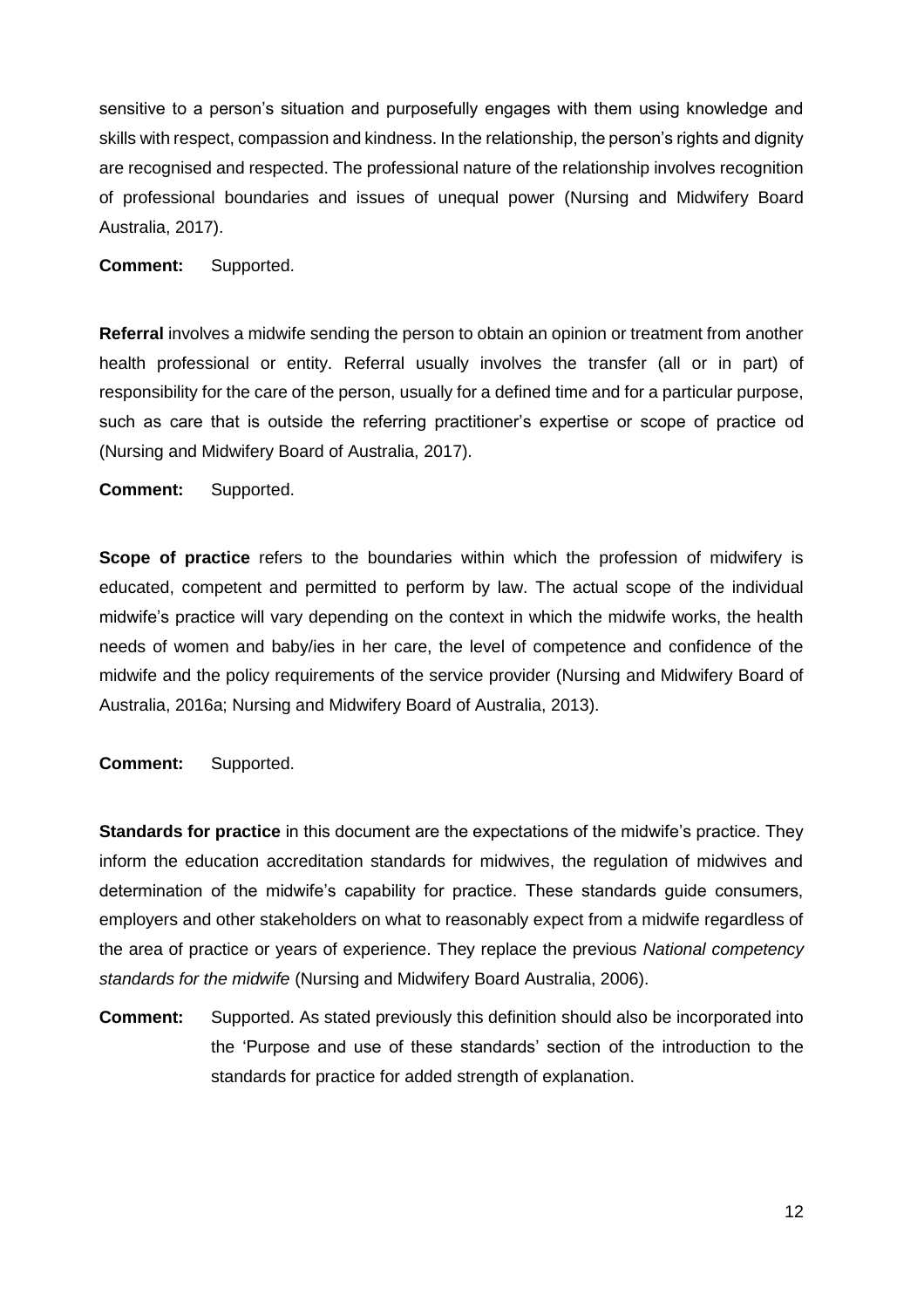sensitive to a person's situation and purposefully engages with them using knowledge and skills with respect, compassion and kindness. In the relationship, the person's rights and dignity are recognised and respected. The professional nature of the relationship involves recognition of professional boundaries and issues of unequal power (Nursing and Midwifery Board Australia, 2017).

**Comment:** Supported.

**Referral** involves a midwife sending the person to obtain an opinion or treatment from another health professional or entity. Referral usually involves the transfer (all or in part) of responsibility for the care of the person, usually for a defined time and for a particular purpose, such as care that is outside the referring practitioner's expertise or scope of practice od (Nursing and Midwifery Board of Australia, 2017).

**Comment:** Supported.

**Scope of practice** refers to the boundaries within which the profession of midwifery is educated, competent and permitted to perform by law. The actual scope of the individual midwife's practice will vary depending on the context in which the midwife works, the health needs of women and baby/ies in her care, the level of competence and confidence of the midwife and the policy requirements of the service provider (Nursing and Midwifery Board of Australia, 2016a; Nursing and Midwifery Board of Australia, 2013).

**Comment:** Supported.

**Standards for practice** in this document are the expectations of the midwife's practice. They inform the education accreditation standards for midwives, the regulation of midwives and determination of the midwife's capability for practice. These standards guide consumers, employers and other stakeholders on what to reasonably expect from a midwife regardless of the area of practice or years of experience. They replace the previous *National competency standards for the midwife* (Nursing and Midwifery Board Australia, 2006).

**Comment:** Supported. As stated previously this definition should also be incorporated into the 'Purpose and use of these standards' section of the introduction to the standards for practice for added strength of explanation.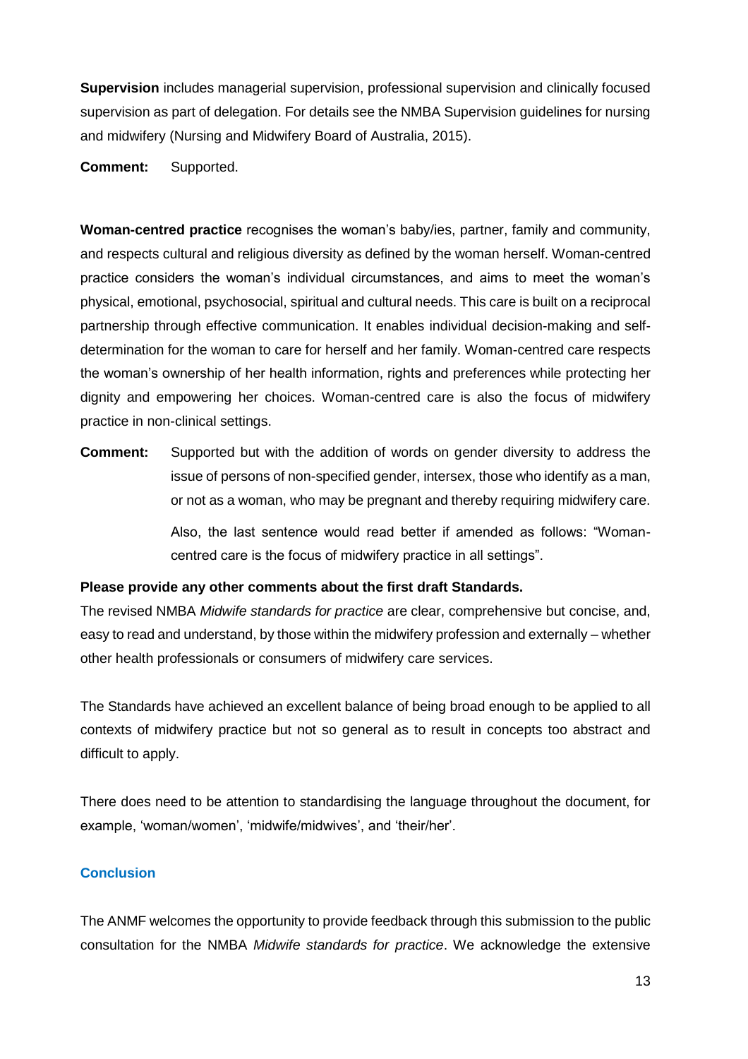**Supervision** includes managerial supervision, professional supervision and clinically focused supervision as part of delegation. For details see the NMBA Supervision guidelines for nursing and midwifery (Nursing and Midwifery Board of Australia, 2015).

**Comment:** Supported.

**Woman-centred practice** recognises the woman's baby/ies, partner, family and community, and respects cultural and religious diversity as defined by the woman herself. Woman-centred practice considers the woman's individual circumstances, and aims to meet the woman's physical, emotional, psychosocial, spiritual and cultural needs. This care is built on a reciprocal partnership through effective communication. It enables individual decision-making and self-determination for the woman to care for herself and her family. Woman-centred care respects the woman's ownership of her health information, rights and preferences while protecting her dignity and empowering her choices. Woman-centred care is also the focus of midwifery practice in non-clinical settings.

**Comment:** Supported but with the addition of words on gender diversity to address the issue of persons of non-specified gender, intersex, those who identify as a man, or not as a woman, who may be pregnant and thereby requiring midwifery care.

Also, the last sentence would read better if amended as follows: "Woman-centred care is the focus of midwifery practice in all settings".

**Please provide any other comments about the first draft Standards.**

The revised NMBA *Midwife standards for practice* are clear, comprehensive but concise, and, easy to read and understand, by those within the midwifery profession and externally – whether other health professionals or consumers of midwifery care services.

The Standards have achieved an excellent balance of being broad enough to be applied to all contexts of midwifery practice but not so general as to result in concepts too abstract and difficult to apply.

There does need to be attention to standardising the language throughout the document, for example, 'woman/women', 'midwife/midwives', and 'their/her'.

## Conclusion

The ANMF welcomes the opportunity to provide feedback through this submission to the public consultation for the NMBA *Midwife standards for practice*. We acknowledge the extensive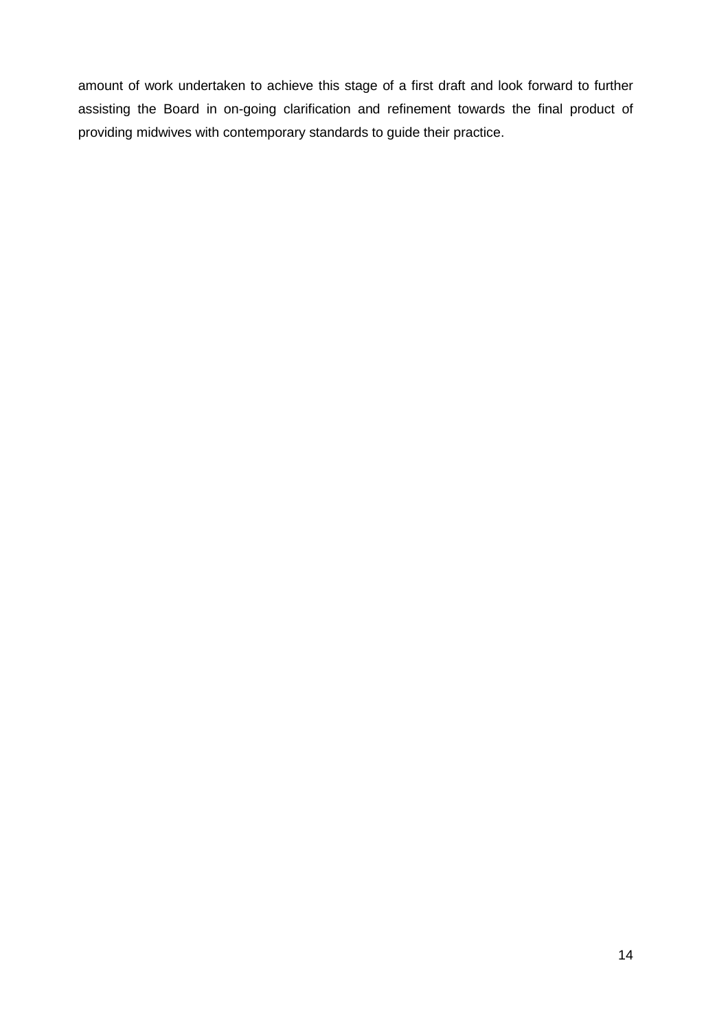amount of work undertaken to achieve this stage of a first draft and look forward to further assisting the Board in on-going clarification and refinement towards the final product of providing midwives with contemporary standards to guide their practice.